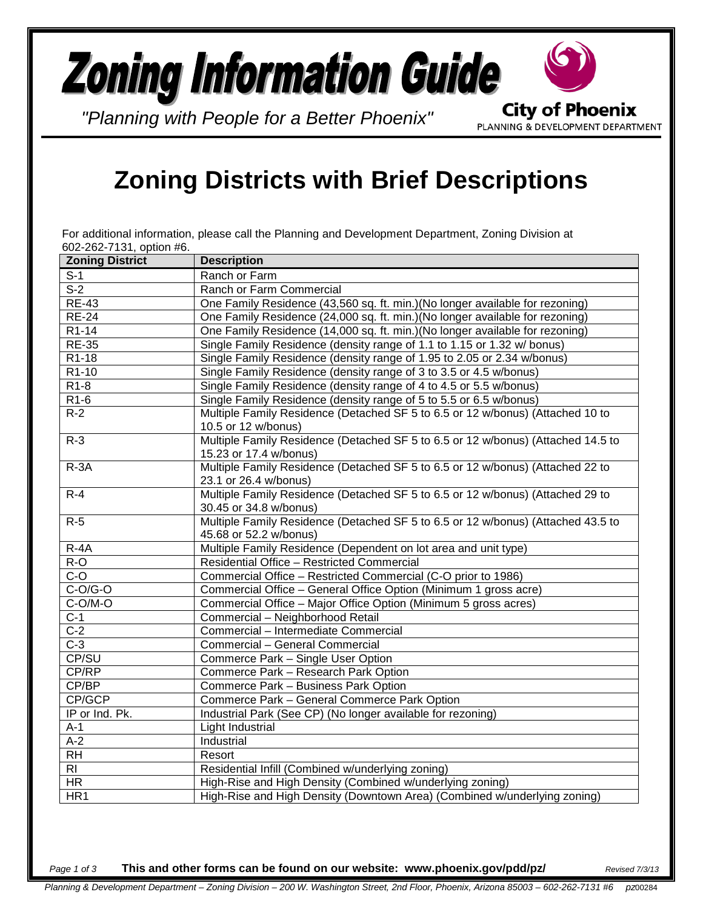# Zoning Information Guide

*"Planning with People for a Better Phoenix"*

**City of Phoenix**
PLANNING & DEVELOPMENT DEPARTMENT

## Zoning Districts with Brief Descriptions

For additional information, please call the Planning and Development Department, Zoning Division at 602-262-7131, option #6.

| Zoning District | Description |
|---|---|
| S-1 | Ranch or Farm |
| S-2 | Ranch or Farm Commercial |
| RE-43 | One Family Residence (43,560 sq. ft. min.)(No longer available for rezoning) |
| RE-24 | One Family Residence (24,000 sq. ft. min.)(No longer available for rezoning) |
| R1-14 | One Family Residence (14,000 sq. ft. min.)(No longer available for rezoning) |
| RE-35 | Single Family Residence (density range of 1.1 to 1.15 or 1.32 w/ bonus) |
| R1-18 | Single Family Residence (density range of 1.95 to 2.05 or 2.34 w/bonus) |
| R1-10 | Single Family Residence (density range of 3 to 3.5 or 4.5 w/bonus) |
| R1-8 | Single Family Residence (density range of 4 to 4.5 or 5.5 w/bonus) |
| R1-6 | Single Family Residence (density range of 5 to 5.5 or 6.5 w/bonus) |
| R-2 | Multiple Family Residence (Detached SF 5 to 6.5 or 12 w/bonus) (Attached 10 to 10.5 or 12 w/bonus) |
| R-3 | Multiple Family Residence (Detached SF 5 to 6.5 or 12 w/bonus) (Attached 14.5 to 15.23 or 17.4 w/bonus) |
| R-3A | Multiple Family Residence (Detached SF 5 to 6.5 or 12 w/bonus) (Attached 22 to 23.1 or 26.4 w/bonus) |
| R-4 | Multiple Family Residence (Detached SF 5 to 6.5 or 12 w/bonus) (Attached 29 to 30.45 or 34.8 w/bonus) |
| R-5 | Multiple Family Residence (Detached SF 5 to 6.5 or 12 w/bonus) (Attached 43.5 to 45.68 or 52.2 w/bonus) |
| R-4A | Multiple Family Residence (Dependent on lot area and unit type) |
| R-O | Residential Office – Restricted Commercial |
| C-O | Commercial Office – Restricted Commercial (C-O prior to 1986) |
| C-O/G-O | Commercial Office – General Office Option (Minimum 1 gross acre) |
| C-O/M-O | Commercial Office – Major Office Option (Minimum 5 gross acres) |
| C-1 | Commercial – Neighborhood Retail |
| C-2 | Commercial – Intermediate Commercial |
| C-3 | Commercial – General Commercial |
| CP/SU | Commerce Park – Single User Option |
| CP/RP | Commerce Park – Research Park Option |
| CP/BP | Commerce Park – Business Park Option |
| CP/GCP | Commerce Park – General Commerce Park Option |
| IP or Ind. Pk. | Industrial Park (See CP) (No longer available for rezoning) |
| A-1 | Light Industrial |
| A-2 | Industrial |
| RH | Resort |
| RI | Residential Infill (Combined w/underlying zoning) |
| HR | High-Rise and High Density (Combined w/underlying zoning) |
| HR1 | High-Rise and High Density (Downtown Area) (Combined w/underlying zoning) |

**This and other forms can be found on our website: www.phoenix.gov/pdd/pz/** *Revised 7/3/13*

*Planning & Development Department – Zoning Division – 200 W. Washington Street, 2nd Floor, Phoenix, Arizona 85003 – 602-262-7131 #6 pz00284*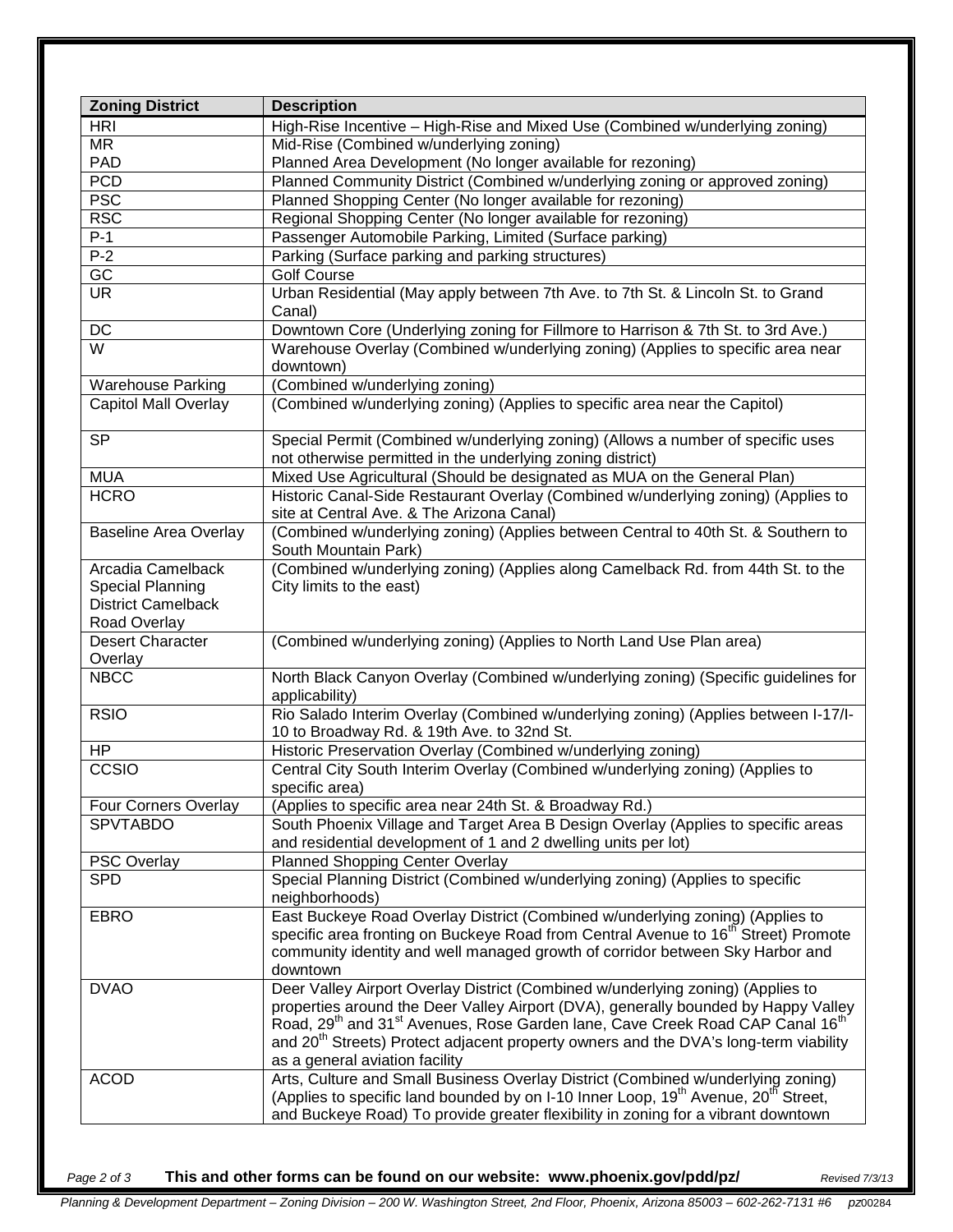| Zoning District | Description |
|---|---|
| HRI | High-Rise Incentive – High-Rise and Mixed Use (Combined w/underlying zoning) |
| MR | Mid-Rise (Combined w/underlying zoning) |
| PAD | Planned Area Development (No longer available for rezoning) |
| PCD | Planned Community District (Combined w/underlying zoning or approved zoning) |
| PSC | Planned Shopping Center (No longer available for rezoning) |
| RSC | Regional Shopping Center (No longer available for rezoning) |
| P-1 | Passenger Automobile Parking, Limited (Surface parking) |
| P-2 | Parking (Surface parking and parking structures) |
| GC | Golf Course |
| UR | Urban Residential (May apply between 7th Ave. to 7th St. & Lincoln St. to Grand Canal) |
| DC | Downtown Core (Underlying zoning for Fillmore to Harrison & 7th St. to 3rd Ave.) |
| W | Warehouse Overlay (Combined w/underlying zoning) (Applies to specific area near downtown) |
| Warehouse Parking | (Combined w/underlying zoning) |
| Capitol Mall Overlay | (Combined w/underlying zoning) (Applies to specific area near the Capitol) |
| SP | Special Permit (Combined w/underlying zoning) (Allows a number of specific uses not otherwise permitted in the underlying zoning district) |
| MUA | Mixed Use Agricultural (Should be designated as MUA on the General Plan) |
| HCRO | Historic Canal-Side Restaurant Overlay (Combined w/underlying zoning) (Applies to site at Central Ave. & The Arizona Canal) |
| Baseline Area Overlay | (Combined w/underlying zoning) (Applies between Central to 40th St. & Southern to South Mountain Park) |
| Arcadia Camelback Special Planning District Camelback Road Overlay | (Combined w/underlying zoning) (Applies along Camelback Rd. from 44th St. to the City limits to the east) |
| Desert Character Overlay | (Combined w/underlying zoning) (Applies to North Land Use Plan area) |
| NBCC | North Black Canyon Overlay (Combined w/underlying zoning) (Specific guidelines for applicability) |
| RSIO | Rio Salado Interim Overlay (Combined w/underlying zoning) (Applies between I-17/I-10 to Broadway Rd. & 19th Ave. to 32nd St. |
| HP | Historic Preservation Overlay (Combined w/underlying zoning) |
| CCSIO | Central City South Interim Overlay (Combined w/underlying zoning) (Applies to specific area) |
| Four Corners Overlay | (Applies to specific area near 24th St. & Broadway Rd.) |
| SPVTABDO | South Phoenix Village and Target Area B Design Overlay (Applies to specific areas and residential development of 1 and 2 dwelling units per lot) |
| PSC Overlay | Planned Shopping Center Overlay |
| SPD | Special Planning District (Combined w/underlying zoning) (Applies to specific neighborhoods) |
| EBRO | East Buckeye Road Overlay District (Combined w/underlying zoning) (Applies to specific area fronting on Buckeye Road from Central Avenue to 16th Street) Promote community identity and well managed growth of corridor between Sky Harbor and downtown |
| DVAO | Deer Valley Airport Overlay District (Combined w/underlying zoning) (Applies to properties around the Deer Valley Airport (DVA), generally bounded by Happy Valley Road, 29th and 31st Avenues, Rose Garden lane, Cave Creek Road CAP Canal 16th and 20th Streets) Protect adjacent property owners and the DVA's long-term viability as a general aviation facility |
| ACOD | Arts, Culture and Small Business Overlay District (Combined w/underlying zoning) (Applies to specific land bounded by on I-10 Inner Loop, 19th Avenue, 20th Street, and Buckeye Road) To provide greater flexibility in zoning for a vibrant downtown |

**This and other forms can be found on our website: www.phoenix.gov/pdd/pz/**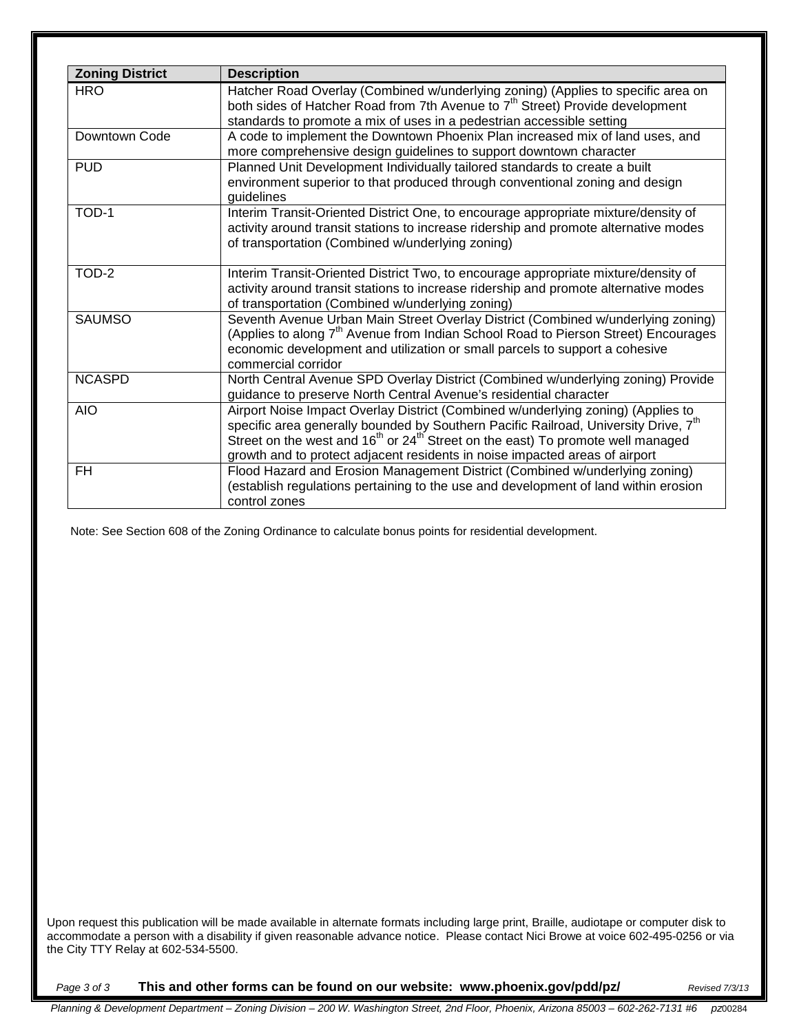| Zoning District | Description |
|---|---|
| HRO | Hatcher Road Overlay (Combined w/underlying zoning) (Applies to specific area on both sides of Hatcher Road from 7th Avenue to 7th Street) Provide development standards to promote a mix of uses in a pedestrian accessible setting |
| Downtown Code | A code to implement the Downtown Phoenix Plan increased mix of land uses, and more comprehensive design guidelines to support downtown character |
| PUD | Planned Unit Development Individually tailored standards to create a built environment superior to that produced through conventional zoning and design guidelines |
| TOD-1 | Interim Transit-Oriented District One, to encourage appropriate mixture/density of activity around transit stations to increase ridership and promote alternative modes of transportation (Combined w/underlying zoning) |
| TOD-2 | Interim Transit-Oriented District Two, to encourage appropriate mixture/density of activity around transit stations to increase ridership and promote alternative modes of transportation (Combined w/underlying zoning) |
| SAUMSO | Seventh Avenue Urban Main Street Overlay District (Combined w/underlying zoning) (Applies to along 7th Avenue from Indian School Road to Pierson Street) Encourages economic development and utilization or small parcels to support a cohesive commercial corridor |
| NCASPD | North Central Avenue SPD Overlay District (Combined w/underlying zoning) Provide guidance to preserve North Central Avenue's residential character |
| AIO | Airport Noise Impact Overlay District (Combined w/underlying zoning) (Applies to specific area generally bounded by Southern Pacific Railroad, University Drive, 7th Street on the west and 16th or 24th Street on the east) To promote well managed growth and to protect adjacent residents in noise impacted areas of airport |
| FH | Flood Hazard and Erosion Management District (Combined w/underlying zoning) (establish regulations pertaining to the use and development of land within erosion control zones |

Note: See Section 608 of the Zoning Ordinance to calculate bonus points for residential development.

Upon request this publication will be made available in alternate formats including large print, Braille, audiotape or computer disk to accommodate a person with a disability if given reasonable advance notice. Please contact Nici Browe at voice 602-495-0256 or via the City TTY Relay at 602-534-5500.

**This and other forms can be found on our website: www.phoenix.gov/pdd/pz/**

*Revised 7/3/13*

*Planning & Development Department – Zoning Division – 200 W. Washington Street, 2nd Floor, Phoenix, Arizona 85003 – 602-262-7131 #6* *pz00284*